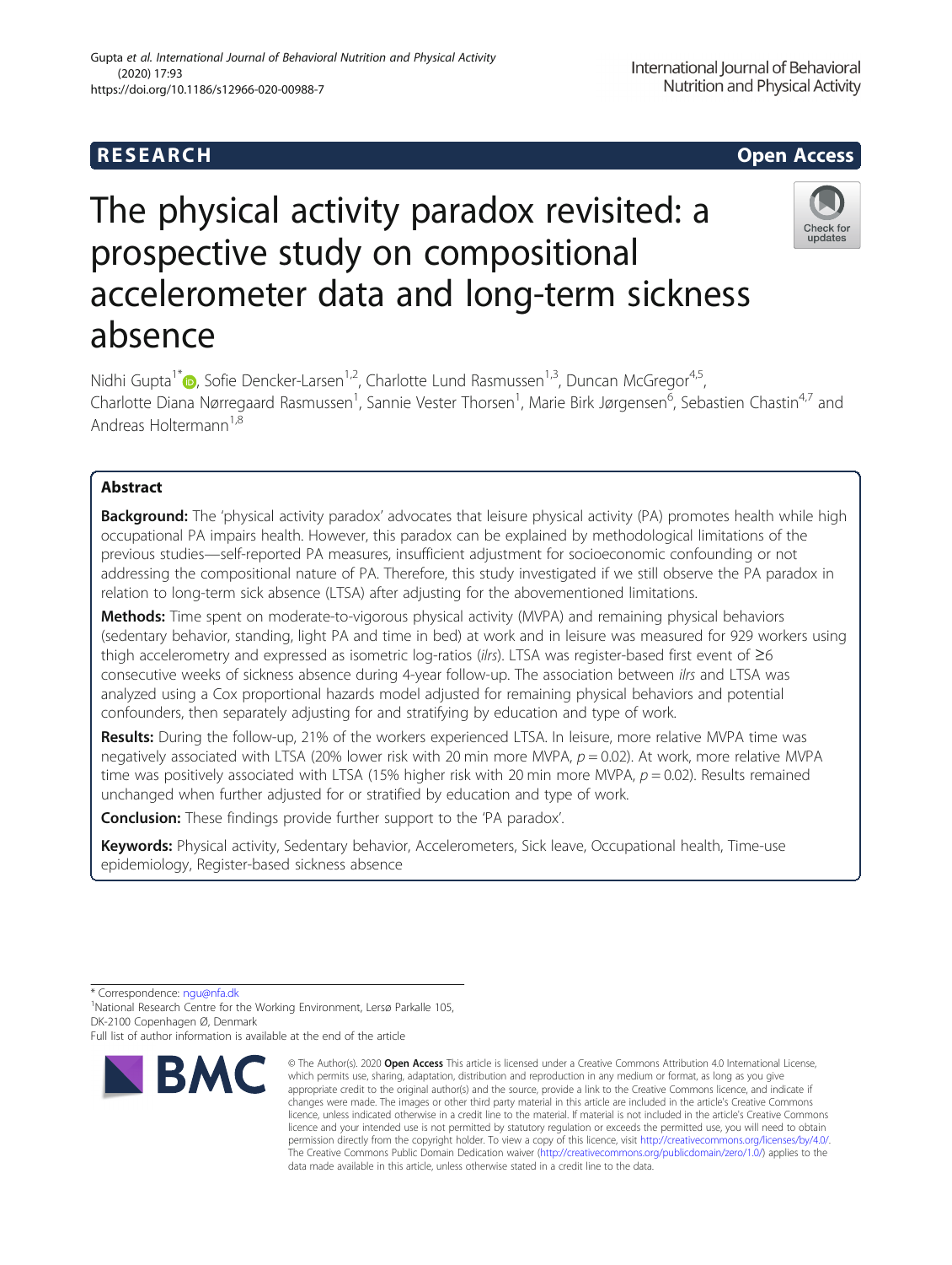RESEARCH Open Access

# The physical activity paradox revisited: a prospective study on compositional accelerometer data and long-term sickness absence

Nidhi Gupta[1*], Sofie Dencker-Larsen[1,2], Charlotte Lund Rasmussen[1,3], Duncan McGregor[4,5], Charlotte Diana Nørregaard Rasmussen[1], Sannie Vester Thorsen[1], Marie Birk Jørgensen[6], Sebastien Chastin[4,7] and Andreas Holtermann[1,8]

## Abstract

**Background:** The 'physical activity paradox' advocates that leisure physical activity (PA) promotes health while high occupational PA impairs health. However, this paradox can be explained by methodological limitations of the previous studies—self-reported PA measures, insufficient adjustment for socioeconomic confounding or not addressing the compositional nature of PA. Therefore, this study investigated if we still observe the PA paradox in relation to long-term sick absence (LTSA) after adjusting for the abovementioned limitations.

**Methods:** Time spent on moderate-to-vigorous physical activity (MVPA) and remaining physical behaviors (sedentary behavior, standing, light PA and time in bed) at work and in leisure was measured for 929 workers using thigh accelerometry and expressed as isometric log-ratios (*ilrs*). LTSA was register-based first event of ≥6 consecutive weeks of sickness absence during 4-year follow-up. The association between *ilrs* and LTSA was analyzed using a Cox proportional hazards model adjusted for remaining physical behaviors and potential confounders, then separately adjusting for and stratifying by education and type of work.

**Results:** During the follow-up, 21% of the workers experienced LTSA. In leisure, more relative MVPA time was negatively associated with LTSA (20% lower risk with 20 min more MVPA, $p = 0.02$). At work, more relative MVPA time was positively associated with LTSA (15% higher risk with 20 min more MVPA, $p = 0.02$). Results remained unchanged when further adjusted for or stratified by education and type of work.

**Conclusion:** These findings provide further support to the 'PA paradox'.

**Keywords:** Physical activity, Sedentary behavior, Accelerometers, Sick leave, Occupational health, Time-use epidemiology, Register-based sickness absence

---

\* Correspondence: ngu@nfa.dk

[1]National Research Centre for the Working Environment, Lersø Parkalle 105, DK-2100 Copenhagen Ø, Denmark

Full list of author information is available at the end of the article

© The Author(s). 2020 **Open Access** This article is licensed under a Creative Commons Attribution 4.0 International License, which permits use, sharing, adaptation, distribution and reproduction in any medium or format, as long as you give appropriate credit to the original author(s) and the source, provide a link to the Creative Commons licence, and indicate if changes were made. The images or other third party material in this article are included in the article's Creative Commons licence, unless indicated otherwise in a credit line to the material. If material is not included in the article's Creative Commons licence and your intended use is not permitted by statutory regulation or exceeds the permitted use, you will need to obtain permission directly from the copyright holder. To view a copy of this licence, visit http://creativecommons.org/licenses/by/4.0/. The Creative Commons Public Domain Dedication waiver (http://creativecommons.org/publicdomain/zero/1.0/) applies to the data made available in this article, unless otherwise stated in a credit line to the data.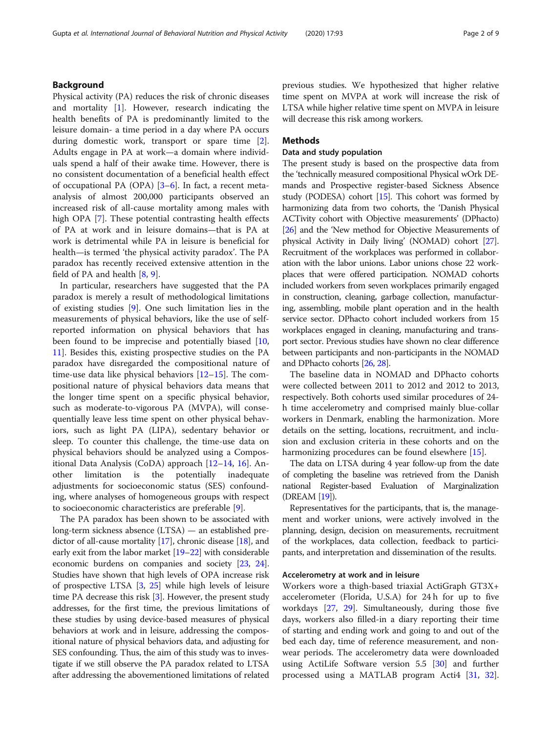## Background

Physical activity (PA) reduces the risk of chronic diseases and mortality [1]. However, research indicating the health benefits of PA is predominantly limited to the leisure domain- a time period in a day where PA occurs during domestic work, transport or spare time [2]. Adults engage in PA at work—a domain where individuals spend a half of their awake time. However, there is no consistent documentation of a beneficial health effect of occupational PA (OPA) [3–6]. In fact, a recent meta-analysis of almost 200,000 participants observed an increased risk of all-cause mortality among males with high OPA [7]. These potential contrasting health effects of PA at work and in leisure domains—that is PA at work is detrimental while PA in leisure is beneficial for health—is termed 'the physical activity paradox'. The PA paradox has recently received extensive attention in the field of PA and health [8, 9].

In particular, researchers have suggested that the PA paradox is merely a result of methodological limitations of existing studies [9]. One such limitation lies in the measurements of physical behaviors, like the use of self-reported information on physical behaviors that has been found to be imprecise and potentially biased [10, 11]. Besides this, existing prospective studies on the PA paradox have disregarded the compositional nature of time-use data like physical behaviors [12–15]. The compositional nature of physical behaviors data means that the longer time spent on a specific physical behavior, such as moderate-to-vigorous PA (MVPA), will consequentially leave less time spent on other physical behaviors, such as light PA (LIPA), sedentary behavior or sleep. To counter this challenge, the time-use data on physical behaviors should be analyzed using a Compositional Data Analysis (CoDA) approach [12–14, 16]. Another limitation is the potentially inadequate adjustments for socioeconomic status (SES) confounding, where analyses of homogeneous groups with respect to socioeconomic characteristics are preferable [9].

The PA paradox has been shown to be associated with long-term sickness absence (LTSA) — an established predictor of all-cause mortality [17], chronic disease [18], and early exit from the labor market [19–22] with considerable economic burdens on companies and society [23, 24]. Studies have shown that high levels of OPA increase risk of prospective LTSA [3, 25] while high levels of leisure time PA decrease this risk [3]. However, the present study addresses, for the first time, the previous limitations of these studies by using device-based measures of physical behaviors at work and in leisure, addressing the compositional nature of physical behaviors data, and adjusting for SES confounding. Thus, the aim of this study was to investigate if we still observe the PA paradox related to LTSA after addressing the abovementioned limitations of related previous studies. We hypothesized that higher relative time spent on MVPA at work will increase the risk of LTSA while higher relative time spent on MVPA in leisure will decrease this risk among workers.

## Methods

### Data and study population

The present study is based on the prospective data from the 'technically measured compositional Physical wOrk DEmands and Prospective register-based Sickness Absence study (PODESA) cohort [15]. This cohort was formed by harmonizing data from two cohorts, the 'Danish Physical ACTivity cohort with Objective measurements' (DPhacto) [26] and the 'New method for Objective Measurements of physical Activity in Daily living' (NOMAD) cohort [27]. Recruitment of the workplaces was performed in collaboration with the labor unions. Labor unions chose 22 workplaces that were offered participation. NOMAD cohorts included workers from seven workplaces primarily engaged in construction, cleaning, garbage collection, manufacturing, assembling, mobile plant operation and in the health service sector. DPhacto cohort included workers from 15 workplaces engaged in cleaning, manufacturing and transport sector. Previous studies have shown no clear difference between participants and non-participants in the NOMAD and DPhacto cohorts [26, 28].

The baseline data in NOMAD and DPhacto cohorts were collected between 2011 to 2012 and 2012 to 2013, respectively. Both cohorts used similar procedures of 24-h time accelerometry and comprised mainly blue-collar workers in Denmark, enabling the harmonization. More details on the setting, locations, recruitment, and inclusion and exclusion criteria in these cohorts and on the harmonizing procedures can be found elsewhere [15].

The data on LTSA during 4 year follow-up from the date of completing the baseline was retrieved from the Danish national Register-based Evaluation of Marginalization (DREAM [19]).

Representatives for the participants, that is, the management and worker unions, were actively involved in the planning, design, decision on measurements, recruitment of the workplaces, data collection, feedback to participants, and interpretation and dissemination of the results.

### Accelerometry at work and in leisure

Workers wore a thigh-based triaxial ActiGraph GT3X+ accelerometer (Florida, U.S.A) for 24 h for up to five workdays [27, 29]. Simultaneously, during those five days, workers also filled-in a diary reporting their time of starting and ending work and going to and out of the bed each day, time of reference measurement, and non-wear periods. The accelerometry data were downloaded using ActiLife Software version 5.5 [30] and further processed using a MATLAB program Acti4 [31, 32].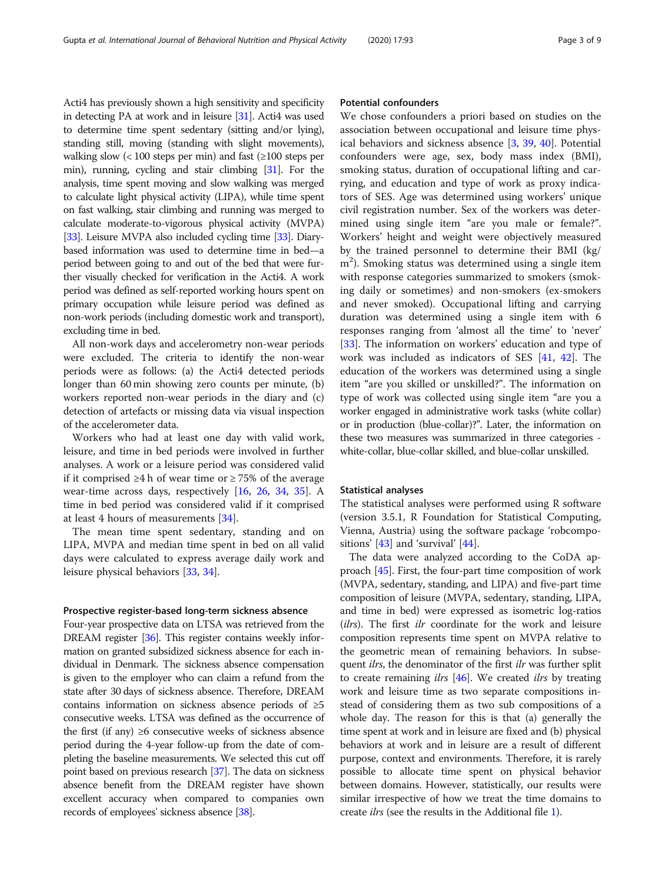Acti4 has previously shown a high sensitivity and specificity in detecting PA at work and in leisure [31]. Acti4 was used to determine time spent sedentary (sitting and/or lying), standing still, moving (standing with slight movements), walking slow (< 100 steps per min) and fast (≥100 steps per min), running, cycling and stair climbing [31]. For the analysis, time spent moving and slow walking was merged to calculate light physical activity (LIPA), while time spent on fast walking, stair climbing and running was merged to calculate moderate-to-vigorous physical activity (MVPA) [33]. Leisure MVPA also included cycling time [33]. Diary-based information was used to determine time in bed—a period between going to and out of the bed that were further visually checked for verification in the Acti4. A work period was defined as self-reported working hours spent on primary occupation while leisure period was defined as non-work periods (including domestic work and transport), excluding time in bed.

All non-work days and accelerometry non-wear periods were excluded. The criteria to identify the non-wear periods were as follows: (a) the Acti4 detected periods longer than 60 min showing zero counts per minute, (b) workers reported non-wear periods in the diary and (c) detection of artefacts or missing data via visual inspection of the accelerometer data.

Workers who had at least one day with valid work, leisure, and time in bed periods were involved in further analyses. A work or a leisure period was considered valid if it comprised ≥4 h of wear time or ≥ 75% of the average wear-time across days, respectively [16, 26, 34, 35]. A time in bed period was considered valid if it comprised at least 4 hours of measurements [34].

The mean time spent sedentary, standing and on LIPA, MVPA and median time spent in bed on all valid days were calculated to express average daily work and leisure physical behaviors [33, 34].

### Prospective register-based long-term sickness absence

Four-year prospective data on LTSA was retrieved from the DREAM register [36]. This register contains weekly information on granted subsidized sickness absence for each individual in Denmark. The sickness absence compensation is given to the employer who can claim a refund from the state after 30 days of sickness absence. Therefore, DREAM contains information on sickness absence periods of ≥5 consecutive weeks. LTSA was defined as the occurrence of the first (if any) ≥6 consecutive weeks of sickness absence period during the 4-year follow-up from the date of completing the baseline measurements. We selected this cut off point based on previous research [37]. The data on sickness absence benefit from the DREAM register have shown excellent accuracy when compared to companies own records of employees' sickness absence [38].

### Potential confounders

We chose confounders a priori based on studies on the association between occupational and leisure time physical behaviors and sickness absence [3, 39, 40]. Potential confounders were age, sex, body mass index (BMI), smoking status, duration of occupational lifting and carrying, and education and type of work as proxy indicators of SES. Age was determined using workers' unique civil registration number. Sex of the workers was determined using single item "are you male or female?". Workers' height and weight were objectively measured by the trained personnel to determine their BMI (kg/m$^2$). Smoking status was determined using a single item with response categories summarized to smokers (smoking daily or sometimes) and non-smokers (ex-smokers and never smoked). Occupational lifting and carrying duration was determined using a single item with 6 responses ranging from 'almost all the time' to 'never' [33]. The information on workers' education and type of work was included as indicators of SES [41, 42]. The education of the workers was determined using a single item "are you skilled or unskilled?". The information on type of work was collected using single item "are you a worker engaged in administrative work tasks (white collar) or in production (blue-collar)?". Later, the information on these two measures was summarized in three categories - white-collar, blue-collar skilled, and blue-collar unskilled.

### Statistical analyses

The statistical analyses were performed using R software (version 3.5.1, R Foundation for Statistical Computing, Vienna, Austria) using the software package 'robcompositions' [43] and 'survival' [44].

The data were analyzed according to the CoDA approach [45]. First, the four-part time composition of work (MVPA, sedentary, standing, and LIPA) and five-part time composition of leisure (MVPA, sedentary, standing, LIPA, and time in bed) were expressed as isometric log-ratios (*ilrs*). The first *ilr* coordinate for the work and leisure composition represents time spent on MVPA relative to the geometric mean of remaining behaviors. In subsequent *ilrs*, the denominator of the first *ilr* was further split to create remaining *ilrs* [46]. We created *ilrs* by treating work and leisure time as two separate compositions instead of considering them as two sub compositions of a whole day. The reason for this is that (a) generally the time spent at work and in leisure are fixed and (b) physical behaviors at work and in leisure are a result of different purpose, context and environments. Therefore, it is rarely possible to allocate time spent on physical behavior between domains. However, statistically, our results were similar irrespective of how we treat the time domains to create *ilrs* (see the results in the Additional file 1).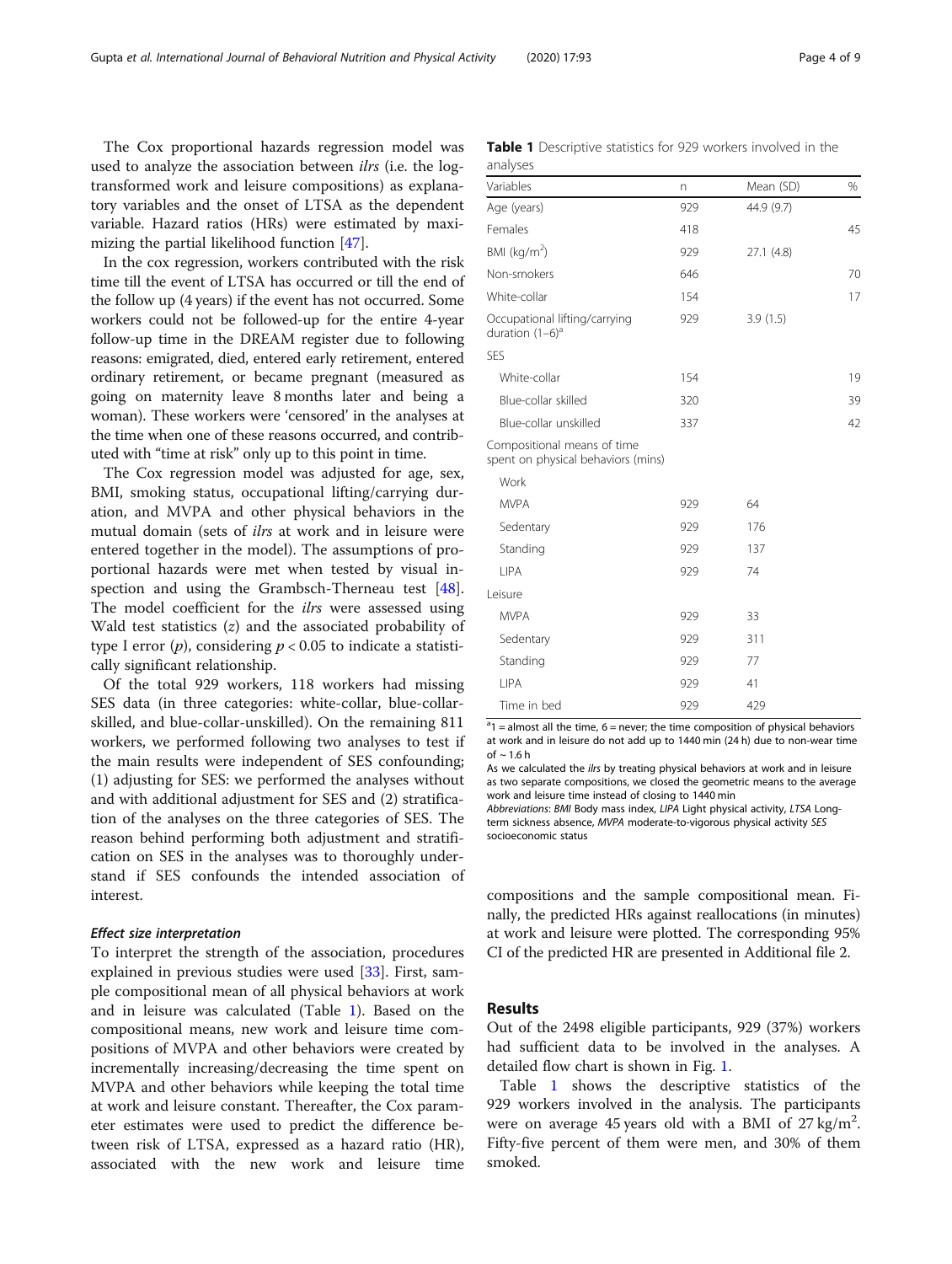The Cox proportional hazards regression model was used to analyze the association between *ilrs* (i.e. the log-transformed work and leisure compositions) as explanatory variables and the onset of LTSA as the dependent variable. Hazard ratios (HRs) were estimated by maximizing the partial likelihood function [47].

In the cox regression, workers contributed with the risk time till the event of LTSA has occurred or till the end of the follow up (4 years) if the event has not occurred. Some workers could not be followed-up for the entire 4-year follow-up time in the DREAM register due to following reasons: emigrated, died, entered early retirement, entered ordinary retirement, or became pregnant (measured as going on maternity leave 8 months later and being a woman). These workers were 'censored' in the analyses at the time when one of these reasons occurred, and contributed with "time at risk" only up to this point in time.

The Cox regression model was adjusted for age, sex, BMI, smoking status, occupational lifting/carrying duration, and MVPA and other physical behaviors in the mutual domain (sets of *ilrs* at work and in leisure were entered together in the model). The assumptions of proportional hazards were met when tested by visual inspection and using the Grambsch-Therneau test [48]. The model coefficient for the *ilrs* were assessed using Wald test statistics ($z$) and the associated probability of type I error ($p$), considering $p < 0.05$ to indicate a statistically significant relationship.

Of the total 929 workers, 118 workers had missing SES data (in three categories: white-collar, blue-collar-skilled, and blue-collar-unskilled). On the remaining 811 workers, we performed following two analyses to test if the main results were independent of SES confounding; (1) adjusting for SES: we performed the analyses without and with additional adjustment for SES and (2) stratification of the analyses on the three categories of SES. The reason behind performing both adjustment and stratification on SES in the analyses was to thoroughly understand if SES confounds the intended association of interest.

#### *Effect size interpretation*

To interpret the strength of the association, procedures explained in previous studies were used [33]. First, sample compositional mean of all physical behaviors at work and in leisure was calculated (Table 1). Based on the compositional means, new work and leisure time compositions of MVPA and other behaviors were created by incrementally increasing/decreasing the time spent on MVPA and other behaviors while keeping the total time at work and leisure constant. Thereafter, the Cox parameter estimates were used to predict the difference between risk of LTSA, expressed as a hazard ratio (HR), associated with the new work and leisure time compositions and the sample compositional mean. Finally, the predicted HRs against reallocations (in minutes) at work and leisure were plotted. The corresponding 95% CI of the predicted HR are presented in Additional file 2.

**Table 1** Descriptive statistics for 929 workers involved in the analyses

| Variables | n | Mean (SD) | % |
|---|---|---|---|
| Age (years) | 929 | 44.9 (9.7) | |
| Females | 418 | | 45 |
| BMI (kg/m$^2$) | 929 | 27.1 (4.8) | |
| Non-smokers | 646 | | 70 |
| White-collar | 154 | | 17 |
| Occupational lifting/carrying duration (1–6)[a] | 929 | 3.9 (1.5) | |
| SES | | | |
| White-collar | 154 | | 19 |
| Blue-collar skilled | 320 | | 39 |
| Blue-collar unskilled | 337 | | 42 |
| Compositional means of time spent on physical behaviors (mins) | | | |
| Work | | | |
| MVPA | 929 | 64 | |
| Sedentary | 929 | 176 | |
| Standing | 929 | 137 | |
| LIPA | 929 | 74 | |
| Leisure | | | |
| MVPA | 929 | 33 | |
| Sedentary | 929 | 311 | |
| Standing | 929 | 77 | |
| LIPA | 929 | 41 | |
| Time in bed | 929 | 429 | |

[a]1 = almost all the time, 6 = never; the time composition of physical behaviors at work and in leisure do not add up to 1440 min (24 h) due to non-wear time of ~ 1.6 h

As we calculated the *ilrs* by treating physical behaviors at work and in leisure as two separate compositions, we closed the geometric means to the average work and leisure time instead of closing to 1440 min

*Abbreviations*: *BMI* Body mass index, *LIPA* Light physical activity, *LTSA* Long-term sickness absence, *MVPA* moderate-to-vigorous physical activity *SES* socioeconomic status

## Results

Out of the 2498 eligible participants, 929 (37%) workers had sufficient data to be involved in the analyses. A detailed flow chart is shown in Fig. 1.

Table 1 shows the descriptive statistics of the 929 workers involved in the analysis. The participants were on average 45 years old with a BMI of 27 kg/m$^2$. Fifty-five percent of them were men, and 30% of them smoked.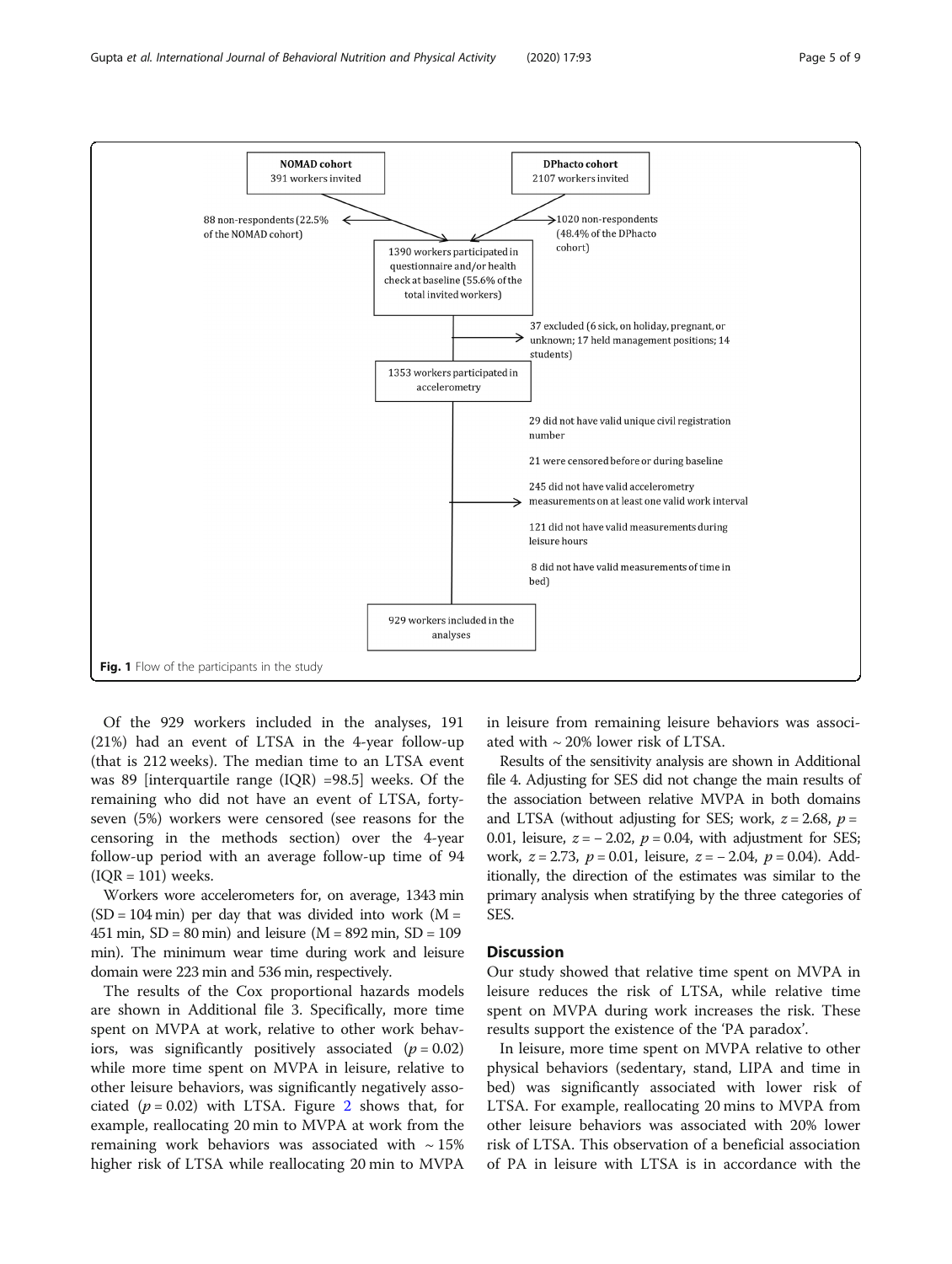NOMAD cohort
391 workers invited

DPhacto cohort
2107 workers invited

88 non-respondents (22.5% of the NOMAD cohort)

1020 non-respondents (48.4% of the DPhacto cohort)

1390 workers participated in questionnaire and/or health check at baseline (55.6% of the total invited workers)

37 excluded (6 sick, on holiday, pregnant, or unknown; 17 held management positions; 14 students)

1353 workers participated in accelerometry

29 did not have valid unique civil registration number

21 were censored before or during baseline

245 did not have valid accelerometry measurements on at least one valid work interval

121 did not have valid measurements during leisure hours

8 did not have valid measurements of time in bed)

929 workers included in the analyses

**Fig. 1** Flow of the participants in the study

Of the 929 workers included in the analyses, 191 (21%) had an event of LTSA in the 4-year follow-up (that is 212 weeks). The median time to an LTSA event was 89 [interquartile range (IQR) =98.5] weeks. Of the remaining who did not have an event of LTSA, forty-seven (5%) workers were censored (see reasons for the censoring in the methods section) over the 4-year follow-up period with an average follow-up time of 94 (IQR = 101) weeks.

Workers wore accelerometers for, on average, 1343 min (SD = 104 min) per day that was divided into work (M = 451 min, SD = 80 min) and leisure (M = 892 min, SD = 109 min). The minimum wear time during work and leisure domain were 223 min and 536 min, respectively.

The results of the Cox proportional hazards models are shown in Additional file 3. Specifically, more time spent on MVPA at work, relative to other work behaviors, was significantly positively associated ($p = 0.02$) while more time spent on MVPA in leisure, relative to other leisure behaviors, was significantly negatively associated ($p = 0.02$) with LTSA. Figure 2 shows that, for example, reallocating 20 min to MVPA at work from the remaining work behaviors was associated with ~ 15% higher risk of LTSA while reallocating 20 min to MVPA in leisure from remaining leisure behaviors was associated with ~ 20% lower risk of LTSA.

Results of the sensitivity analysis are shown in Additional file 4. Adjusting for SES did not change the main results of the association between relative MVPA in both domains and LTSA (without adjusting for SES; work, $z = 2.68$, $p = 0.01$, leisure, $z = -2.02$, $p = 0.04$, with adjustment for SES; work, $z = 2.73$, $p = 0.01$, leisure, $z = -2.04$, $p = 0.04$). Additionally, the direction of the estimates was similar to the primary analysis when stratifying by the three categories of SES.

## Discussion

Our study showed that relative time spent on MVPA in leisure reduces the risk of LTSA, while relative time spent on MVPA during work increases the risk. These results support the existence of the 'PA paradox'.

In leisure, more time spent on MVPA relative to other physical behaviors (sedentary, stand, LIPA and time in bed) was significantly associated with lower risk of LTSA. For example, reallocating 20 mins to MVPA from other leisure behaviors was associated with 20% lower risk of LTSA. This observation of a beneficial association of PA in leisure with LTSA is in accordance with the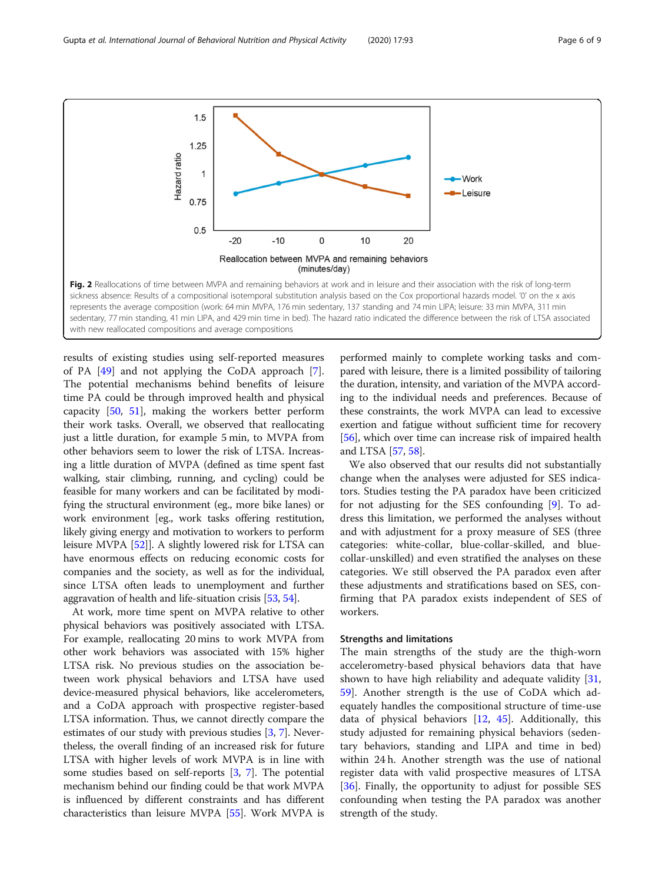Fig. 2 Reallocations of time between MVPA and remaining behaviors at work and in leisure and their association with the risk of long-term sickness absence: Results of a compositional isotemporal substitution analysis based on the Cox proportional hazards model. '0' on the x axis represents the average composition (work: 64 min MVPA, 176 min sedentary, 137 standing and 74 min LIPA; leisure: 33 min MVPA, 311 min sedentary, 77 min standing, 41 min LIPA, and 429 min time in bed). The hazard ratio indicated the difference between the risk of LTSA associated with new reallocated compositions and average compositions

results of existing studies using self-reported measures of PA [49] and not applying the CoDA approach [7]. The potential mechanisms behind benefits of leisure time PA could be through improved health and physical capacity [50, 51], making the workers better perform their work tasks. Overall, we observed that reallocating just a little duration, for example 5 min, to MVPA from other behaviors seem to lower the risk of LTSA. Increasing a little duration of MVPA (defined as time spent fast walking, stair climbing, running, and cycling) could be feasible for many workers and can be facilitated by modifying the structural environment (eg., more bike lanes) or work environment [eg., work tasks offering restitution, likely giving energy and motivation to workers to perform leisure MVPA [52]]. A slightly lowered risk for LTSA can have enormous effects on reducing economic costs for companies and the society, as well as for the individual, since LTSA often leads to unemployment and further aggravation of health and life-situation crisis [53, 54].

At work, more time spent on MVPA relative to other physical behaviors was positively associated with LTSA. For example, reallocating 20 mins to work MVPA from other work behaviors was associated with 15% higher LTSA risk. No previous studies on the association between work physical behaviors and LTSA have used device-measured physical behaviors, like accelerometers, and a CoDA approach with prospective register-based LTSA information. Thus, we cannot directly compare the estimates of our study with previous studies [3, 7]. Nevertheless, the overall finding of an increased risk for future LTSA with higher levels of work MVPA is in line with some studies based on self-reports [3, 7]. The potential mechanism behind our finding could be that work MVPA is influenced by different constraints and has different characteristics than leisure MVPA [55]. Work MVPA is performed mainly to complete working tasks and compared with leisure, there is a limited possibility of tailoring the duration, intensity, and variation of the MVPA according to the individual needs and preferences. Because of these constraints, the work MVPA can lead to excessive exertion and fatigue without sufficient time for recovery [56], which over time can increase risk of impaired health and LTSA [57, 58].

We also observed that our results did not substantially change when the analyses were adjusted for SES indicators. Studies testing the PA paradox have been criticized for not adjusting for the SES confounding [9]. To address this limitation, we performed the analyses without and with adjustment for a proxy measure of SES (three categories: white-collar, blue-collar-skilled, and blue-collar-unskilled) and even stratified the analyses on these categories. We still observed the PA paradox even after these adjustments and stratifications based on SES, confirming that PA paradox exists independent of SES of workers.

### Strengths and limitations

The main strengths of the study are the thigh-worn accelerometry-based physical behaviors data that have shown to have high reliability and adequate validity [31, 59]. Another strength is the use of CoDA which adequately handles the compositional structure of time-use data of physical behaviors [12, 45]. Additionally, this study adjusted for remaining physical behaviors (sedentary behaviors, standing and LIPA and time in bed) within 24 h. Another strength was the use of national register data with valid prospective measures of LTSA [36]. Finally, the opportunity to adjust for possible SES confounding when testing the PA paradox was another strength of the study.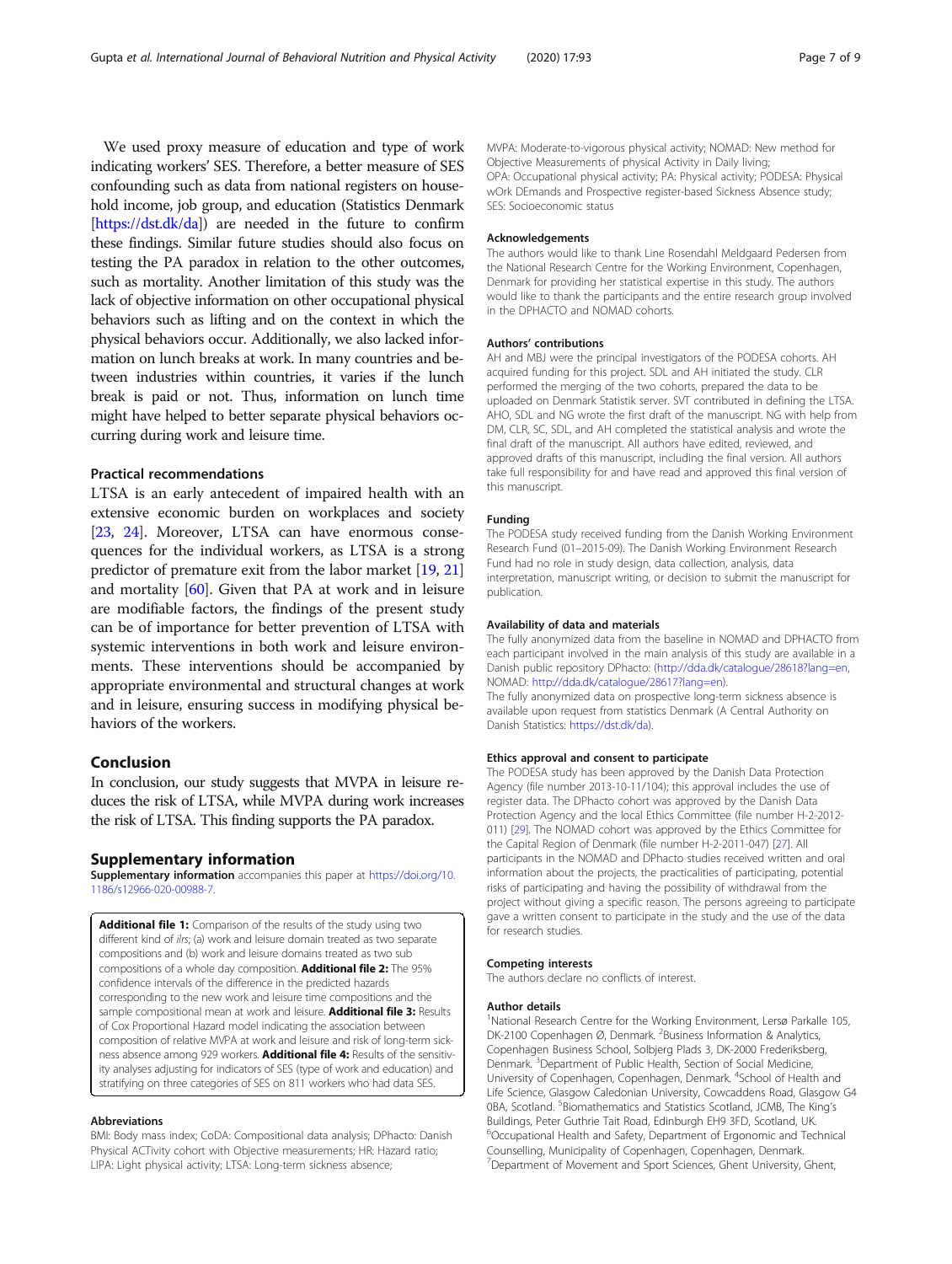We used proxy measure of education and type of work indicating workers' SES. Therefore, a better measure of SES confounding such as data from national registers on household income, job group, and education (Statistics Denmark [https://dst.dk/da]) are needed in the future to confirm these findings. Similar future studies should also focus on testing the PA paradox in relation to the other outcomes, such as mortality. Another limitation of this study was the lack of objective information on other occupational physical behaviors such as lifting and on the context in which the physical behaviors occur. Additionally, we also lacked information on lunch breaks at work. In many countries and between industries within countries, it varies if the lunch break is paid or not. Thus, information on lunch time might have helped to better separate physical behaviors occurring during work and leisure time.

### Practical recommendations

LTSA is an early antecedent of impaired health with an extensive economic burden on workplaces and society [23, 24]. Moreover, LTSA can have enormous consequences for the individual workers, as LTSA is a strong predictor of premature exit from the labor market [19, 21] and mortality [60]. Given that PA at work and in leisure are modifiable factors, the findings of the present study can be of importance for better prevention of LTSA with systemic interventions in both work and leisure environments. These interventions should be accompanied by appropriate environmental and structural changes at work and in leisure, ensuring success in modifying physical behaviors of the workers.

## Conclusion

In conclusion, our study suggests that MVPA in leisure reduces the risk of LTSA, while MVPA during work increases the risk of LTSA. This finding supports the PA paradox.

## Supplementary information

**Supplementary information** accompanies this paper at https://doi.org/10.1186/s12966-020-00988-7.

**Additional file 1:** Comparison of the results of the study using two different kind of *ilrs*; (a) work and leisure domain treated as two separate compositions and (b) work and leisure domains treated as two sub compositions of a whole day composition. **Additional file 2:** The 95% confidence intervals of the difference in the predicted hazards corresponding to the new work and leisure time compositions and the sample compositional mean at work and leisure. **Additional file 3:** Results of Cox Proportional Hazard model indicating the association between composition of relative MVPA at work and leisure and risk of long-term sickness absence among 929 workers. **Additional file 4:** Results of the sensitivity analyses adjusting for indicators of SES (type of work and education) and stratifying on three categories of SES on 811 workers who had data SES.

#### Abbreviations

BMI: Body mass index; CoDA: Compositional data analysis; DPhacto: Danish Physical ACTivity cohort with Objective measurements; HR: Hazard ratio; LIPA: Light physical activity; LTSA: Long-term sickness absence; MVPA: Moderate-to-vigorous physical activity; NOMAD: New method for Objective Measurements of physical Activity in Daily living; OPA: Occupational physical activity; PA: Physical activity; PODESA: Physical wOrk DEmands and Prospective register-based Sickness Absence study; SES: Socioeconomic status

#### Acknowledgements

The authors would like to thank Line Rosendahl Meldgaard Pedersen from the National Research Centre for the Working Environment, Copenhagen, Denmark for providing her statistical expertise in this study. The authors would like to thank the participants and the entire research group involved in the DPHACTO and NOMAD cohorts.

#### Authors' contributions

AH and MBJ were the principal investigators of the PODESA cohorts. AH acquired funding for this project. SDL and AH initiated the study. CLR performed the merging of the two cohorts, prepared the data to be uploaded on Denmark Statistik server. SVT contributed in defining the LTSA. AHO, SDL and NG wrote the first draft of the manuscript. NG with help from DM, CLR, SC, SDL, and AH completed the statistical analysis and wrote the final draft of the manuscript. All authors have edited, reviewed, and approved drafts of this manuscript, including the final version. All authors take full responsibility for and have read and approved this final version of this manuscript.

#### Funding

The PODESA study received funding from the Danish Working Environment Research Fund (01–2015-09). The Danish Working Environment Research Fund had no role in study design, data collection, analysis, data interpretation, manuscript writing, or decision to submit the manuscript for publication.

#### Availability of data and materials

The fully anonymized data from the baseline in NOMAD and DPHACTO from each participant involved in the main analysis of this study are available in a Danish public repository DPhacto: (http://dda.dk/catalogue/28618?lang=en, NOMAD: http://dda.dk/catalogue/28617?lang=en).

The fully anonymized data on prospective long-term sickness absence is available upon request from statistics Denmark (A Central Authority on Danish Statistics: https://dst.dk/da).

#### Ethics approval and consent to participate

The PODESA study has been approved by the Danish Data Protection Agency (file number 2013-10-11/104); this approval includes the use of register data. The DPhacto cohort was approved by the Danish Data Protection Agency and the local Ethics Committee (file number H-2-2012-011) [29]. The NOMAD cohort was approved by the Ethics Committee for the Capital Region of Denmark (file number H-2-2011-047) [27]. All participants in the NOMAD and DPhacto studies received written and oral information about the projects, the practicalities of participating, potential risks of participating and having the possibility of withdrawal from the project without giving a specific reason. The persons agreeing to participate gave a written consent to participate in the study and the use of the data for research studies.

#### Competing interests

The authors declare no conflicts of interest.

#### Author details

[1]National Research Centre for the Working Environment, Lersø Parkalle 105, DK-2100 Copenhagen Ø, Denmark. [2]Business Information & Analytics, Copenhagen Business School, Solbjerg Plads 3, DK-2000 Frederiksberg, Denmark. [3]Department of Public Health, Section of Social Medicine, University of Copenhagen, Copenhagen, Denmark. [4]School of Health and Life Science, Glasgow Caledonian University, Cowcaddens Road, Glasgow G4 0BA, Scotland. [5]Biomathematics and Statistics Scotland, JCMB, The King's Buildings, Peter Guthrie Tait Road, Edinburgh EH9 3FD, Scotland, UK. [6]Occupational Health and Safety, Department of Ergonomic and Technical Counselling, Municipality of Copenhagen, Copenhagen, Denmark. [7]Department of Movement and Sport Sciences, Ghent University, Ghent,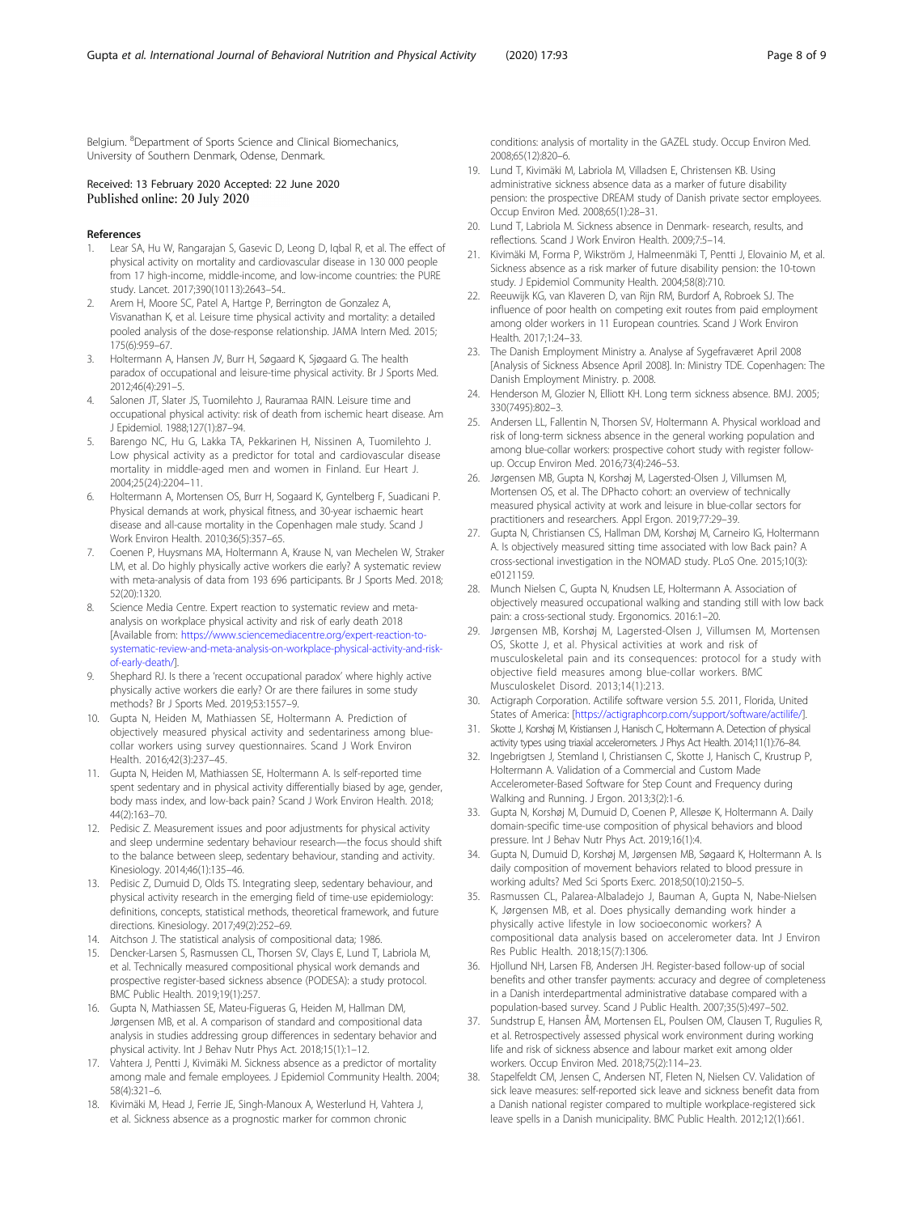Belgium. [8]Department of Sports Science and Clinical Biomechanics, University of Southern Denmark, Odense, Denmark.

Received: 13 February 2020 Accepted: 22 June 2020
Published online: 20 July 2020

## References

1. Lear SA, Hu W, Rangarajan S, Gasevic D, Leong D, Iqbal R, et al. The effect of physical activity on mortality and cardiovascular disease in 130 000 people from 17 high-income, middle-income, and low-income countries: the PURE study. Lancet. 2017;390(10113):2643–54..
2. Arem H, Moore SC, Patel A, Hartge P, Berrington de Gonzalez A, Visvanathan K, et al. Leisure time physical activity and mortality: a detailed pooled analysis of the dose-response relationship. JAMA Intern Med. 2015; 175(6):959–67.
3. Holtermann A, Hansen JV, Burr H, Søgaard K, Sjøgaard G. The health paradox of occupational and leisure-time physical activity. Br J Sports Med. 2012;46(4):291–5.
4. Salonen JT, Slater JS, Tuomilehto J, Rauramaa RAIN. Leisure time and occupational physical activity: risk of death from ischemic heart disease. Am J Epidemiol. 1988;127(1):87–94.
5. Barengo NC, Hu G, Lakka TA, Pekkarinen H, Nissinen A, Tuomilehto J. Low physical activity as a predictor for total and cardiovascular disease mortality in middle-aged men and women in Finland. Eur Heart J. 2004;25(24):2204–11.
6. Holtermann A, Mortensen OS, Burr H, Sogaard K, Gyntelberg F, Suadicani P. Physical demands at work, physical fitness, and 30-year ischaemic heart disease and all-cause mortality in the Copenhagen male study. Scand J Work Environ Health. 2010;36(5):357–65.
7. Coenen P, Huysmans MA, Holtermann A, Krause N, van Mechelen W, Straker LM, et al. Do highly physically active workers die early? A systematic review with meta-analysis of data from 193 696 participants. Br J Sports Med. 2018; 52(20):1320.
8. Science Media Centre. Expert reaction to systematic review and meta-analysis on workplace physical activity and risk of early death 2018 [Available from: https://www.sciencemediacentre.org/expert-reaction-to-systematic-review-and-meta-analysis-on-workplace-physical-activity-and-risk-of-early-death/].
9. Shephard RJ. Is there a 'recent occupational paradox' where highly active physically active workers die early? Or are there failures in some study methods? Br J Sports Med. 2019;53:1557–9.
10. Gupta N, Heiden M, Mathiassen SE, Holtermann A. Prediction of objectively measured physical activity and sedentariness among blue-collar workers using survey questionnaires. Scand J Work Environ Health. 2016;42(3):237–45.
11. Gupta N, Heiden M, Mathiassen SE, Holtermann A. Is self-reported time spent sedentary and in physical activity differentially biased by age, gender, body mass index, and low-back pain? Scand J Work Environ Health. 2018; 44(2):163–70.
12. Pedisic Z. Measurement issues and poor adjustments for physical activity and sleep undermine sedentary behaviour research—the focus should shift to the balance between sleep, sedentary behaviour, standing and activity. Kinesiology. 2014;46(1):135–46.
13. Pedisic Z, Dumuid D, Olds TS. Integrating sleep, sedentary behaviour, and physical activity research in the emerging field of time-use epidemiology: definitions, concepts, statistical methods, theoretical framework, and future directions. Kinesiology. 2017;49(2):252–69.
14. Aitchson J. The statistical analysis of compositional data; 1986.
15. Dencker-Larsen S, Rasmussen CL, Thorsen SV, Clays E, Lund T, Labriola M, et al. Technically measured compositional physical work demands and prospective register-based sickness absence (PODESA): a study protocol. BMC Public Health. 2019;19(1):257.
16. Gupta N, Mathiassen SE, Mateu-Figueras G, Heiden M, Hallman DM, Jørgensen MB, et al. A comparison of standard and compositional data analysis in studies addressing group differences in sedentary behavior and physical activity. Int J Behav Nutr Phys Act. 2018;15(1):1–12.
17. Vahtera J, Pentti J, Kivimäki M. Sickness absence as a predictor of mortality among male and female employees. J Epidemiol Community Health. 2004; 58(4):321–6.
18. Kivimäki M, Head J, Ferrie JE, Singh-Manoux A, Westerlund H, Vahtera J, et al. Sickness absence as a prognostic marker for common chronic conditions: analysis of mortality in the GAZEL study. Occup Environ Med. 2008;65(12):820–6.
19. Lund T, Kivimäki M, Labriola M, Villadsen E, Christensen KB. Using administrative sickness absence data as a marker of future disability pension: the prospective DREAM study of Danish private sector employees. Occup Environ Med. 2008;65(1):28–31.
20. Lund T, Labriola M. Sickness absence in Denmark- research, results, and reflections. Scand J Work Environ Health. 2009;7:5–14.
21. Kivimäki M, Forma P, Wikström J, Halmeenmäki T, Pentti J, Elovainio M, et al. Sickness absence as a risk marker of future disability pension: the 10-town study. J Epidemiol Community Health. 2004;58(8):710.
22. Reeuwijk KG, van Klaveren D, van Rijn RM, Burdorf A, Robroek SJ. The influence of poor health on competing exit routes from paid employment among older workers in 11 European countries. Scand J Work Environ Health. 2017;1:24–33.
23. The Danish Employment Ministry a. Analyse af Sygefraværet April 2008 [Analysis of Sickness Absence April 2008]. In: Ministry TDE. Copenhagen: The Danish Employment Ministry. p. 2008.
24. Henderson M, Glozier N, Elliott KH. Long term sickness absence. BMJ. 2005; 330(7495):802–3.
25. Andersen LL, Fallentin N, Thorsen SV, Holtermann A. Physical workload and risk of long-term sickness absence in the general working population and among blue-collar workers: prospective cohort study with register follow-up. Occup Environ Med. 2016;73(4):246–53.
26. Jørgensen MB, Gupta N, Korshøj M, Lagersted-Olsen J, Villumsen M, Mortensen OS, et al. The DPhacto cohort: an overview of technically measured physical activity at work and leisure in blue-collar sectors for practitioners and researchers. Appl Ergon. 2019;77:29–39.
27. Gupta N, Christiansen CS, Hallman DM, Korshøj M, Carneiro IG, Holtermann A. Is objectively measured sitting time associated with low Back pain? A cross-sectional investigation in the NOMAD study. PLoS One. 2015;10(3): e0121159.
28. Munch Nielsen C, Gupta N, Knudsen LE, Holtermann A. Association of objectively measured occupational walking and standing still with low back pain: a cross-sectional study. Ergonomics. 2016:1–20.
29. Jørgensen MB, Korshøj M, Lagersted-Olsen J, Villumsen M, Mortensen OS, Skotte J, et al. Physical activities at work and risk of musculoskeletal pain and its consequences: protocol for a study with objective field measures among blue-collar workers. BMC Musculoskelet Disord. 2013;14(1):213.
30. Actigraph Corporation. Actilife software version 5.5. 2011, Florida, United States of America: [https://actigraphcorp.com/support/software/actilife/].
31. Skotte J, Korshøj M, Kristiansen J, Hanisch C, Holtermann A. Detection of physical activity types using triaxial accelerometers. J Phys Act Health. 2014;11(1):76–84.
32. Ingebrigtsen J, Stemland I, Christiansen C, Skotte J, Hanisch C, Krustrup P, Holtermann A. Validation of a Commercial and Custom Made Accelerometer-Based Software for Step Count and Frequency during Walking and Running. J Ergon. 2013;3(2):1-6.
33. Gupta N, Korshøj M, Dumuid D, Coenen P, Allesøe K, Holtermann A. Daily domain-specific time-use composition of physical behaviors and blood pressure. Int J Behav Nutr Phys Act. 2019;16(1):4.
34. Gupta N, Dumuid D, Korshøj M, Jørgensen MB, Søgaard K, Holtermann A. Is daily composition of movement behaviors related to blood pressure in working adults? Med Sci Sports Exerc. 2018;50(10):2150–5.
35. Rasmussen CL, Palarea-Albaladejo J, Bauman A, Gupta N, Nabe-Nielsen K, Jørgensen MB, et al. Does physically demanding work hinder a physically active lifestyle in low socioeconomic workers? A compositional data analysis based on accelerometer data. Int J Environ Res Public Health. 2018;15(7):1306.
36. Hjollund NH, Larsen FB, Andersen JH. Register-based follow-up of social benefits and other transfer payments: accuracy and degree of completeness in a Danish interdepartmental administrative database compared with a population-based survey. Scand J Public Health. 2007;35(5):497–502.
37. Sundstrup E, Hansen ÅM, Mortensen EL, Poulsen OM, Clausen T, Rugulies R, et al. Retrospectively assessed physical work environment during working life and risk of sickness absence and labour market exit among older workers. Occup Environ Med. 2018;75(2):114–23.
38. Stapelfeldt CM, Jensen C, Andersen NT, Fleten N, Nielsen CV. Validation of sick leave measures: self-reported sick leave and sickness benefit data from a Danish national register compared to multiple workplace-registered sick leave spells in a Danish municipality. BMC Public Health. 2012;12(1):661.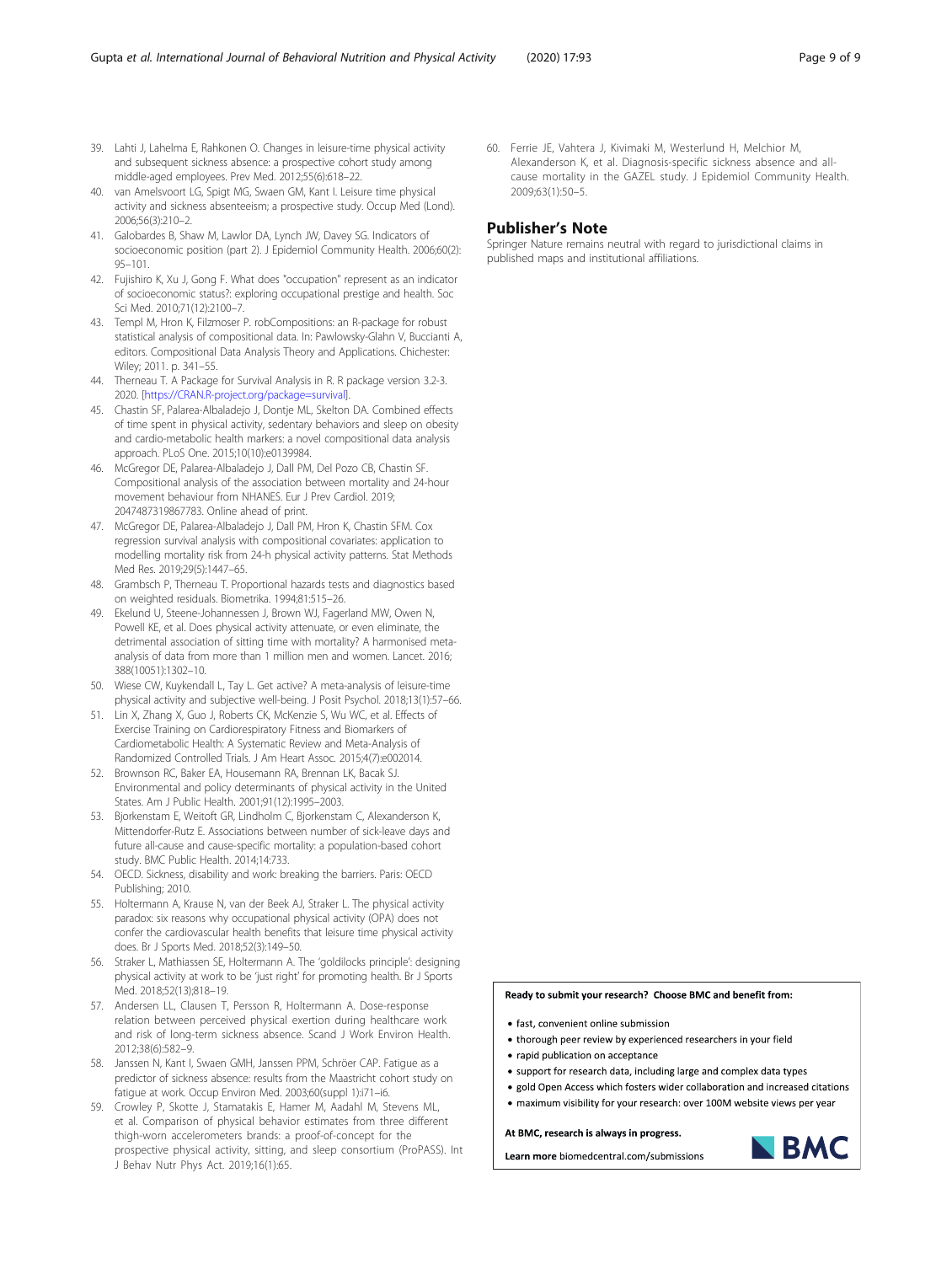39. Lahti J, Lahelma E, Rahkonen O. Changes in leisure-time physical activity and subsequent sickness absence: a prospective cohort study among middle-aged employees. Prev Med. 2012;55(6):618–22.
40. van Amelsvoort LG, Spigt MG, Swaen GM, Kant I. Leisure time physical activity and sickness absenteeism; a prospective study. Occup Med (Lond). 2006;56(3):210–2.
41. Galobardes B, Shaw M, Lawlor DA, Lynch JW, Davey SG. Indicators of socioeconomic position (part 2). J Epidemiol Community Health. 2006;60(2): 95–101.
42. Fujishiro K, Xu J, Gong F. What does "occupation" represent as an indicator of socioeconomic status?: exploring occupational prestige and health. Soc Sci Med. 2010;71(12):2100–7.
43. Templ M, Hron K, Filzmoser P. robCompositions: an R-package for robust statistical analysis of compositional data. In: Pawlowsky-Glahn V, Buccianti A, editors. Compositional Data Analysis Theory and Applications. Chichester: Wiley; 2011. p. 341–55.
44. Therneau T. A Package for Survival Analysis in R. R package version 3.2-3. 2020. [https://CRAN.R-project.org/package=survival].
45. Chastin SF, Palarea-Albaladejo J, Dontje ML, Skelton DA. Combined effects of time spent in physical activity, sedentary behaviors and sleep on obesity and cardio-metabolic health markers: a novel compositional data analysis approach. PLoS One. 2015;10(10):e0139984.
46. McGregor DE, Palarea-Albaladejo J, Dall PM, Del Pozo CB, Chastin SF. Compositional analysis of the association between mortality and 24-hour movement behaviour from NHANES. Eur J Prev Cardiol. 2019; 2047487319867783. Online ahead of print.
47. McGregor DE, Palarea-Albaladejo J, Dall PM, Hron K, Chastin SFM. Cox regression survival analysis with compositional covariates: application to modelling mortality risk from 24-h physical activity patterns. Stat Methods Med Res. 2019;29(5):1447–65.
48. Grambsch P, Therneau T. Proportional hazards tests and diagnostics based on weighted residuals. Biometrika. 1994;81:515–26.
49. Ekelund U, Steene-Johannessen J, Brown WJ, Fagerland MW, Owen N, Powell KE, et al. Does physical activity attenuate, or even eliminate, the detrimental association of sitting time with mortality? A harmonised meta-analysis of data from more than 1 million men and women. Lancet. 2016; 388(10051):1302–10.
50. Wiese CW, Kuykendall L, Tay L. Get active? A meta-analysis of leisure-time physical activity and subjective well-being. J Posit Psychol. 2018;13(1):57–66.
51. Lin X, Zhang X, Guo J, Roberts CK, McKenzie S, Wu WC, et al. Effects of Exercise Training on Cardiorespiratory Fitness and Biomarkers of Cardiometabolic Health: A Systematic Review and Meta-Analysis of Randomized Controlled Trials. J Am Heart Assoc. 2015;4(7):e002014.
52. Brownson RC, Baker EA, Housemann RA, Brennan LK, Bacak SJ. Environmental and policy determinants of physical activity in the United States. Am J Public Health. 2001;91(12):1995–2003.
53. Bjorkenstam E, Weitoft GR, Lindholm C, Bjorkenstam C, Alexanderson K, Mittendorfer-Rutz E. Associations between number of sick-leave days and future all-cause and cause-specific mortality: a population-based cohort study. BMC Public Health. 2014;14:733.
54. OECD. Sickness, disability and work: breaking the barriers. Paris: OECD Publishing; 2010.
55. Holtermann A, Krause N, van der Beek AJ, Straker L. The physical activity paradox: six reasons why occupational physical activity (OPA) does not confer the cardiovascular health benefits that leisure time physical activity does. Br J Sports Med. 2018;52(3):149–50.
56. Straker L, Mathiassen SE, Holtermann A. The 'goldilocks principle': designing physical activity at work to be 'just right' for promoting health. Br J Sports Med. 2018;52(13):818–19.
57. Andersen LL, Clausen T, Persson R, Holtermann A. Dose-response relation between perceived physical exertion during healthcare work and risk of long-term sickness absence. Scand J Work Environ Health. 2012;38(6):582–9.
58. Janssen N, Kant I, Swaen GMH, Janssen PPM, Schröer CAP. Fatigue as a predictor of sickness absence: results from the Maastricht cohort study on fatigue at work. Occup Environ Med. 2003;60(suppl 1):i71–i6.
59. Crowley P, Skotte J, Stamatakis E, Hamer M, Aadahl M, Stevens ML, et al. Comparison of physical behavior estimates from three different thigh-worn accelerometers brands: a proof-of-concept for the prospective physical activity, sitting, and sleep consortium (ProPASS). Int J Behav Nutr Phys Act. 2019;16(1):65.
60. Ferrie JE, Vahtera J, Kivimaki M, Westerlund H, Melchior M, Alexanderson K, et al. Diagnosis-specific sickness absence and all-cause mortality in the GAZEL study. J Epidemiol Community Health. 2009;63(1):50–5.

## Publisher's Note

Springer Nature remains neutral with regard to jurisdictional claims in published maps and institutional affiliations.

**Ready to submit your research? Choose BMC and benefit from:**

- fast, convenient online submission
- thorough peer review by experienced researchers in your field
- rapid publication on acceptance
- support for research data, including large and complex data types
- gold Open Access which fosters wider collaboration and increased citations
- maximum visibility for your research: over 100M website views per year

**At BMC, research is always in progress.**

**Learn more** biomedcentral.com/submissions

BMC